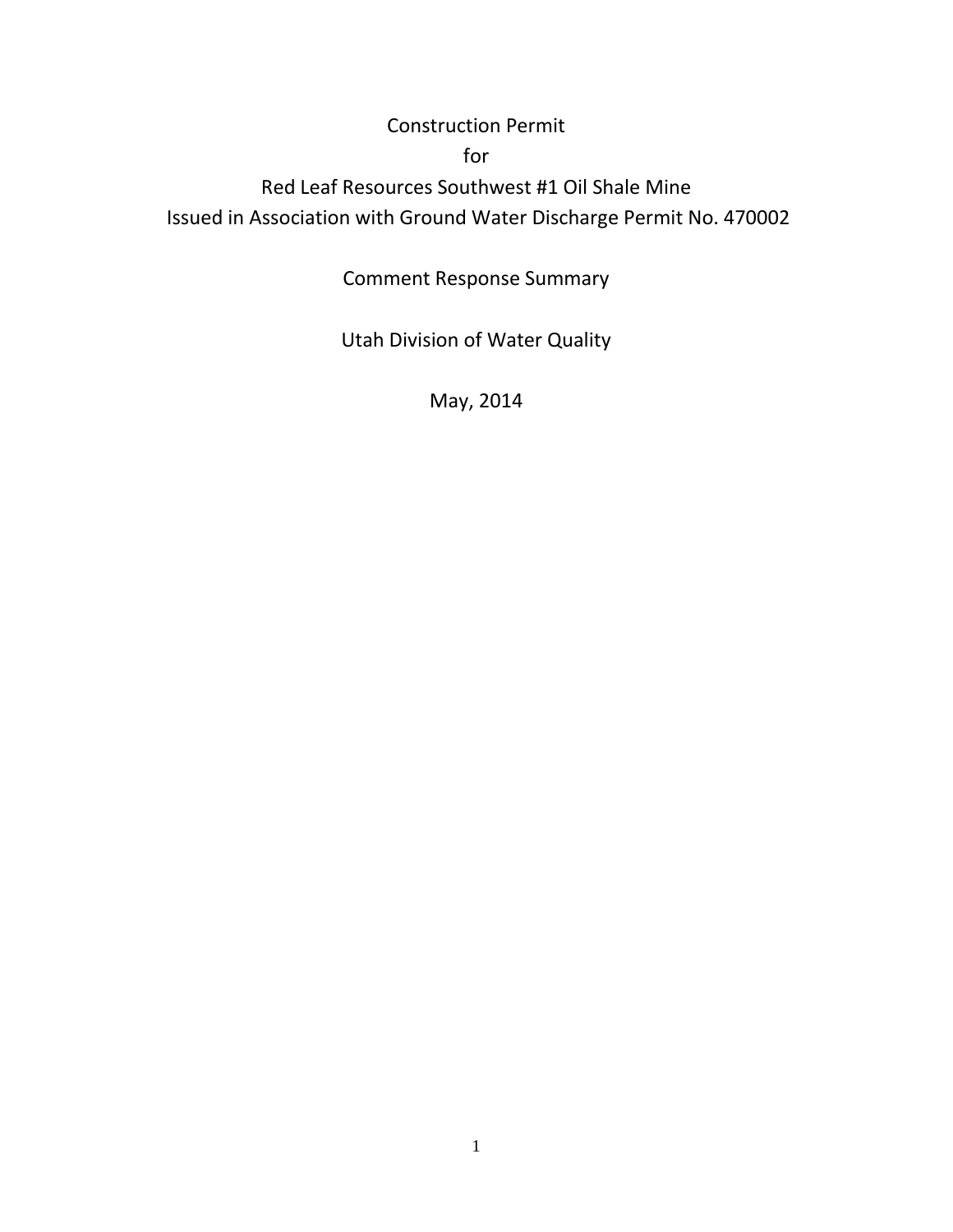# Construction Permit

# for

# Red Leaf Resources Southwest #1 Oil Shale Mine

# Issued in Association with Ground Water Discharge Permit No. 470002

## Comment Response Summary

## Utah Division of Water Quality

## May, 2014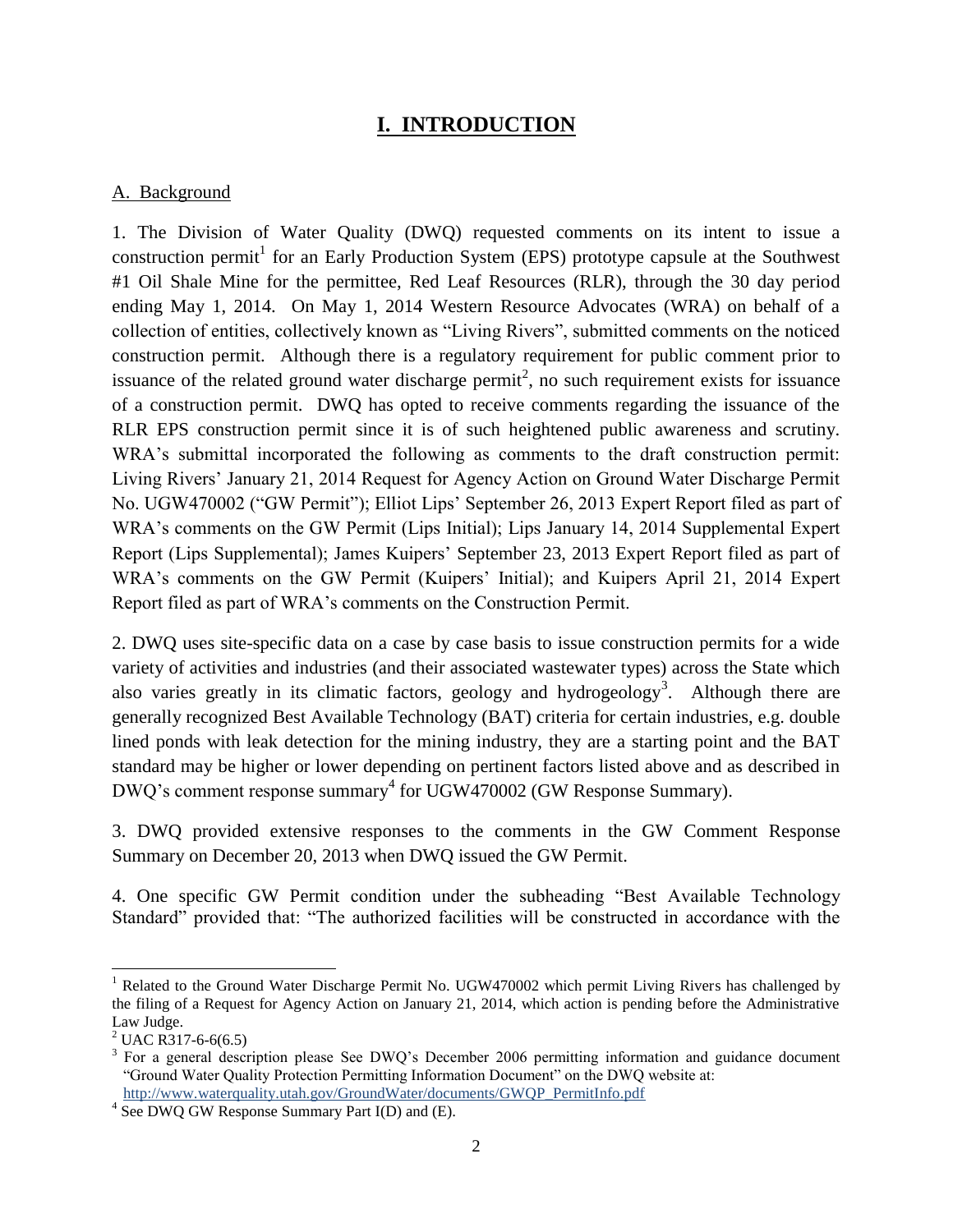# I. INTRODUCTION

## A. Background

1. The Division of Water Quality (DWQ) requested comments on its intent to issue a construction permit[1] for an Early Production System (EPS) prototype capsule at the Southwest #1 Oil Shale Mine for the permittee, Red Leaf Resources (RLR), through the 30 day period ending May 1, 2014. On May 1, 2014 Western Resource Advocates (WRA) on behalf of a collection of entities, collectively known as "Living Rivers", submitted comments on the noticed construction permit. Although there is a regulatory requirement for public comment prior to issuance of the related ground water discharge permit[2], no such requirement exists for issuance of a construction permit. DWQ has opted to receive comments regarding the issuance of the RLR EPS construction permit since it is of such heightened public awareness and scrutiny. WRA's submittal incorporated the following as comments to the draft construction permit: Living Rivers' January 21, 2014 Request for Agency Action on Ground Water Discharge Permit No. UGW470002 ("GW Permit"); Elliot Lips' September 26, 2013 Expert Report filed as part of WRA's comments on the GW Permit (Lips Initial); Lips January 14, 2014 Supplemental Expert Report (Lips Supplemental); James Kuipers' September 23, 2013 Expert Report filed as part of WRA's comments on the GW Permit (Kuipers' Initial); and Kuipers April 21, 2014 Expert Report filed as part of WRA's comments on the Construction Permit.

2. DWQ uses site-specific data on a case by case basis to issue construction permits for a wide variety of activities and industries (and their associated wastewater types) across the State which also varies greatly in its climatic factors, geology and hydrogeology[3]. Although there are generally recognized Best Available Technology (BAT) criteria for certain industries, e.g. double lined ponds with leak detection for the mining industry, they are a starting point and the BAT standard may be higher or lower depending on pertinent factors listed above and as described in DWQ's comment response summary[4] for UGW470002 (GW Response Summary).

3. DWQ provided extensive responses to the comments in the GW Comment Response Summary on December 20, 2013 when DWQ issued the GW Permit.

4. One specific GW Permit condition under the subheading "Best Available Technology Standard" provided that: "The authorized facilities will be constructed in accordance with the

---

[1] Related to the Ground Water Discharge Permit No. UGW470002 which permit Living Rivers has challenged by the filing of a Request for Agency Action on January 21, 2014, which action is pending before the Administrative Law Judge.

[2] UAC R317-6-6(6.5)

[3] For a general description please See DWQ's December 2006 permitting information and guidance document "Ground Water Quality Protection Permitting Information Document" on the DWQ website at: http://www.waterquality.utah.gov/GroundWater/documents/GWQP_PermitInfo.pdf

[4] See DWQ GW Response Summary Part I(D) and (E).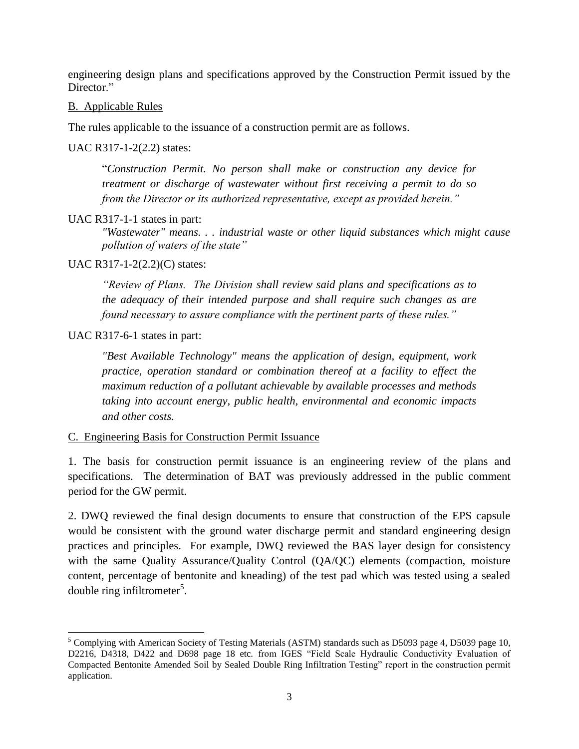engineering design plans and specifications approved by the Construction Permit issued by the Director."

B. Applicable Rules

The rules applicable to the issuance of a construction permit are as follows.

UAC R317-1-2(2.2) states:

> "*Construction Permit. No person shall make or construction any device for treatment or discharge of wastewater without first receiving a permit to do so from the Director or its authorized representative, except as provided herein."*

UAC R317-1-1 states in part:

> *"Wastewater" means. . . industrial waste or other liquid substances which might cause pollution of waters of the state"*

UAC R317-1-2(2.2)(C) states:

> *"Review of Plans. The Division shall review said plans and specifications as to the adequacy of their intended purpose and shall require such changes as are found necessary to assure compliance with the pertinent parts of these rules."*

UAC R317-6-1 states in part:

> *"Best Available Technology" means the application of design, equipment, work practice, operation standard or combination thereof at a facility to effect the maximum reduction of a pollutant achievable by available processes and methods taking into account energy, public health, environmental and economic impacts and other costs.*

C. Engineering Basis for Construction Permit Issuance

1. The basis for construction permit issuance is an engineering review of the plans and specifications. The determination of BAT was previously addressed in the public comment period for the GW permit.

2. DWQ reviewed the final design documents to ensure that construction of the EPS capsule would be consistent with the ground water discharge permit and standard engineering design practices and principles. For example, DWQ reviewed the BAS layer design for consistency with the same Quality Assurance/Quality Control (QA/QC) elements (compaction, moisture content, percentage of bentonite and kneading) of the test pad which was tested using a sealed double ring infiltrometer[5].

---

[5] Complying with American Society of Testing Materials (ASTM) standards such as D5093 page 4, D5039 page 10, D2216, D4318, D422 and D698 page 18 etc. from IGES "Field Scale Hydraulic Conductivity Evaluation of Compacted Bentonite Amended Soil by Sealed Double Ring Infiltration Testing" report in the construction permit application.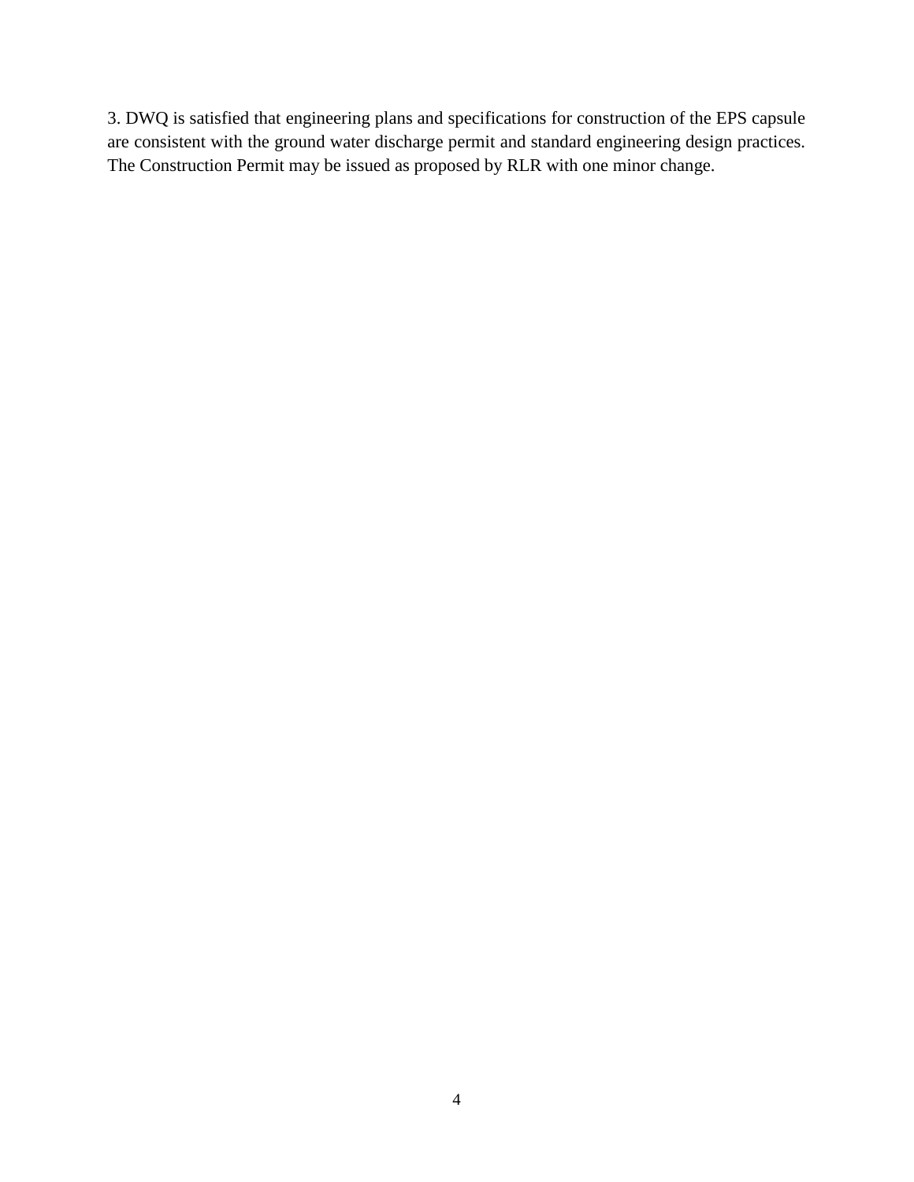3. DWQ is satisfied that engineering plans and specifications for construction of the EPS capsule are consistent with the ground water discharge permit and standard engineering design practices. The Construction Permit may be issued as proposed by RLR with one minor change.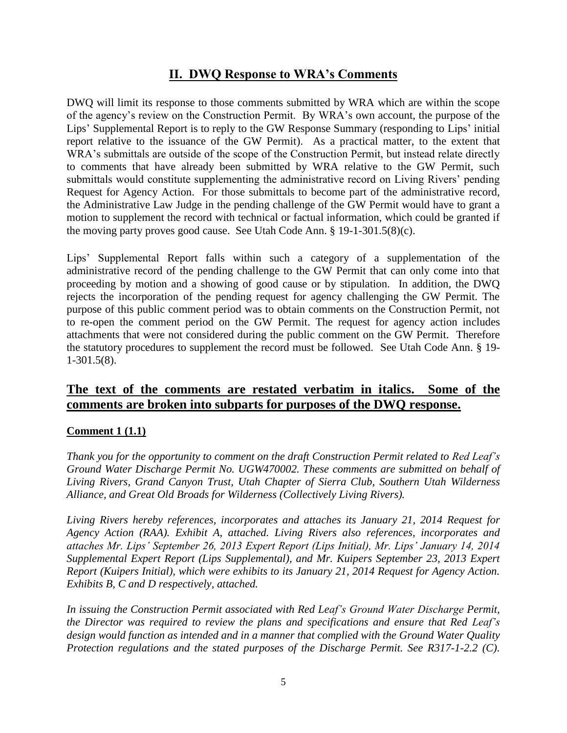## II. DWQ Response to WRA's Comments

DWQ will limit its response to those comments submitted by WRA which are within the scope of the agency's review on the Construction Permit. By WRA's own account, the purpose of the Lips' Supplemental Report is to reply to the GW Response Summary (responding to Lips' initial report relative to the issuance of the GW Permit). As a practical matter, to the extent that WRA's submittals are outside of the scope of the Construction Permit, but instead relate directly to comments that have already been submitted by WRA relative to the GW Permit, such submittals would constitute supplementing the administrative record on Living Rivers' pending Request for Agency Action. For those submittals to become part of the administrative record, the Administrative Law Judge in the pending challenge of the GW Permit would have to grant a motion to supplement the record with technical or factual information, which could be granted if the moving party proves good cause. See Utah Code Ann. § 19-1-301.5(8)(c).

Lips' Supplemental Report falls within such a category of a supplementation of the administrative record of the pending challenge to the GW Permit that can only come into that proceeding by motion and a showing of good cause or by stipulation. In addition, the DWQ rejects the incorporation of the pending request for agency challenging the GW Permit. The purpose of this public comment period was to obtain comments on the Construction Permit, not to re-open the comment period on the GW Permit. The request for agency action includes attachments that were not considered during the public comment on the GW Permit. Therefore the statutory procedures to supplement the record must be followed. See Utah Code Ann. § 19-1-301.5(8).

## The text of the comments are restated verbatim in italics. Some of the comments are broken into subparts for purposes of the DWQ response.

**Comment 1 (1.1)**

*Thank you for the opportunity to comment on the draft Construction Permit related to Red Leaf's Ground Water Discharge Permit No. UGW470002. These comments are submitted on behalf of Living Rivers, Grand Canyon Trust, Utah Chapter of Sierra Club, Southern Utah Wilderness Alliance, and Great Old Broads for Wilderness (Collectively Living Rivers).*

*Living Rivers hereby references, incorporates and attaches its January 21, 2014 Request for Agency Action (RAA). Exhibit A, attached. Living Rivers also references, incorporates and attaches Mr. Lips' September 26, 2013 Expert Report (Lips Initial), Mr. Lips' January 14, 2014 Supplemental Expert Report (Lips Supplemental), and Mr. Kuipers September 23, 2013 Expert Report (Kuipers Initial), which were exhibits to its January 21, 2014 Request for Agency Action. Exhibits B, C and D respectively, attached.*

*In issuing the Construction Permit associated with Red Leaf's Ground Water Discharge Permit, the Director was required to review the plans and specifications and ensure that Red Leaf's design would function as intended and in a manner that complied with the Ground Water Quality Protection regulations and the stated purposes of the Discharge Permit. See R317-1-2.2 (C).*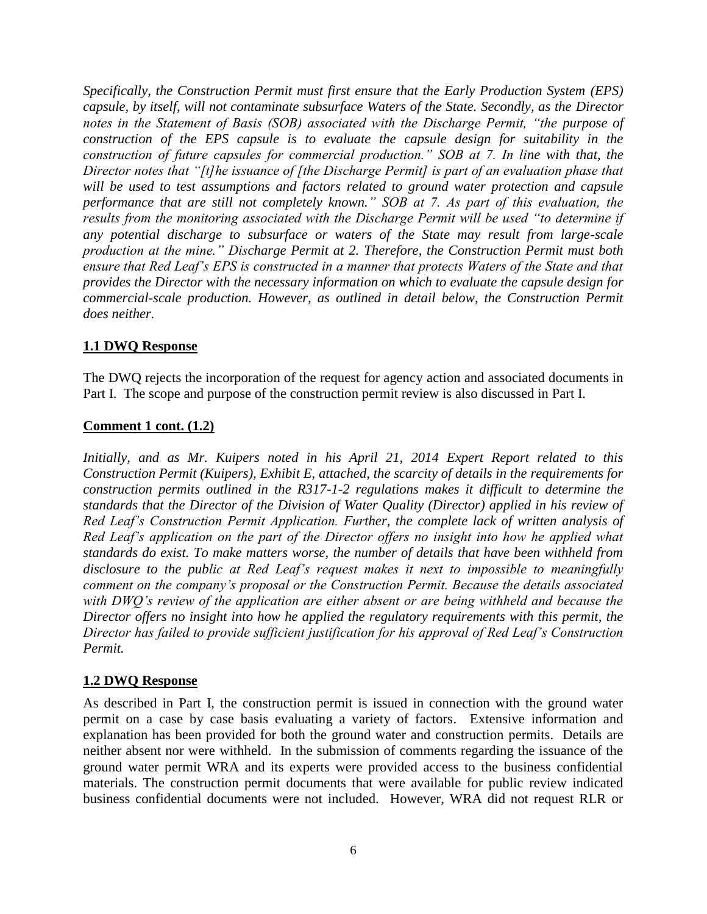*Specifically, the Construction Permit must first ensure that the Early Production System (EPS) capsule, by itself, will not contaminate subsurface Waters of the State. Secondly, as the Director notes in the Statement of Basis (SOB) associated with the Discharge Permit, "the purpose of construction of the EPS capsule is to evaluate the capsule design for suitability in the construction of future capsules for commercial production." SOB at 7. In line with that, the Director notes that "[t]he issuance of [the Discharge Permit] is part of an evaluation phase that will be used to test assumptions and factors related to ground water protection and capsule performance that are still not completely known." SOB at 7. As part of this evaluation, the results from the monitoring associated with the Discharge Permit will be used "to determine if any potential discharge to subsurface or waters of the State may result from large-scale production at the mine." Discharge Permit at 2. Therefore, the Construction Permit must both ensure that Red Leaf's EPS is constructed in a manner that protects Waters of the State and that provides the Director with the necessary information on which to evaluate the capsule design for commercial-scale production. However, as outlined in detail below, the Construction Permit does neither.*

**1.1 DWQ Response**

The DWQ rejects the incorporation of the request for agency action and associated documents in Part I. The scope and purpose of the construction permit review is also discussed in Part I.

**Comment 1 cont. (1.2)**

*Initially, and as Mr. Kuipers noted in his April 21, 2014 Expert Report related to this Construction Permit (Kuipers), Exhibit E, attached, the scarcity of details in the requirements for construction permits outlined in the R317-1-2 regulations makes it difficult to determine the standards that the Director of the Division of Water Quality (Director) applied in his review of Red Leaf's Construction Permit Application. Further, the complete lack of written analysis of Red Leaf's application on the part of the Director offers no insight into how he applied what standards do exist. To make matters worse, the number of details that have been withheld from disclosure to the public at Red Leaf's request makes it next to impossible to meaningfully comment on the company's proposal or the Construction Permit. Because the details associated with DWQ's review of the application are either absent or are being withheld and because the Director offers no insight into how he applied the regulatory requirements with this permit, the Director has failed to provide sufficient justification for his approval of Red Leaf's Construction Permit.*

**1.2 DWQ Response**

As described in Part I, the construction permit is issued in connection with the ground water permit on a case by case basis evaluating a variety of factors. Extensive information and explanation has been provided for both the ground water and construction permits. Details are neither absent nor were withheld. In the submission of comments regarding the issuance of the ground water permit WRA and its experts were provided access to the business confidential materials. The construction permit documents that were available for public review indicated business confidential documents were not included. However, WRA did not request RLR or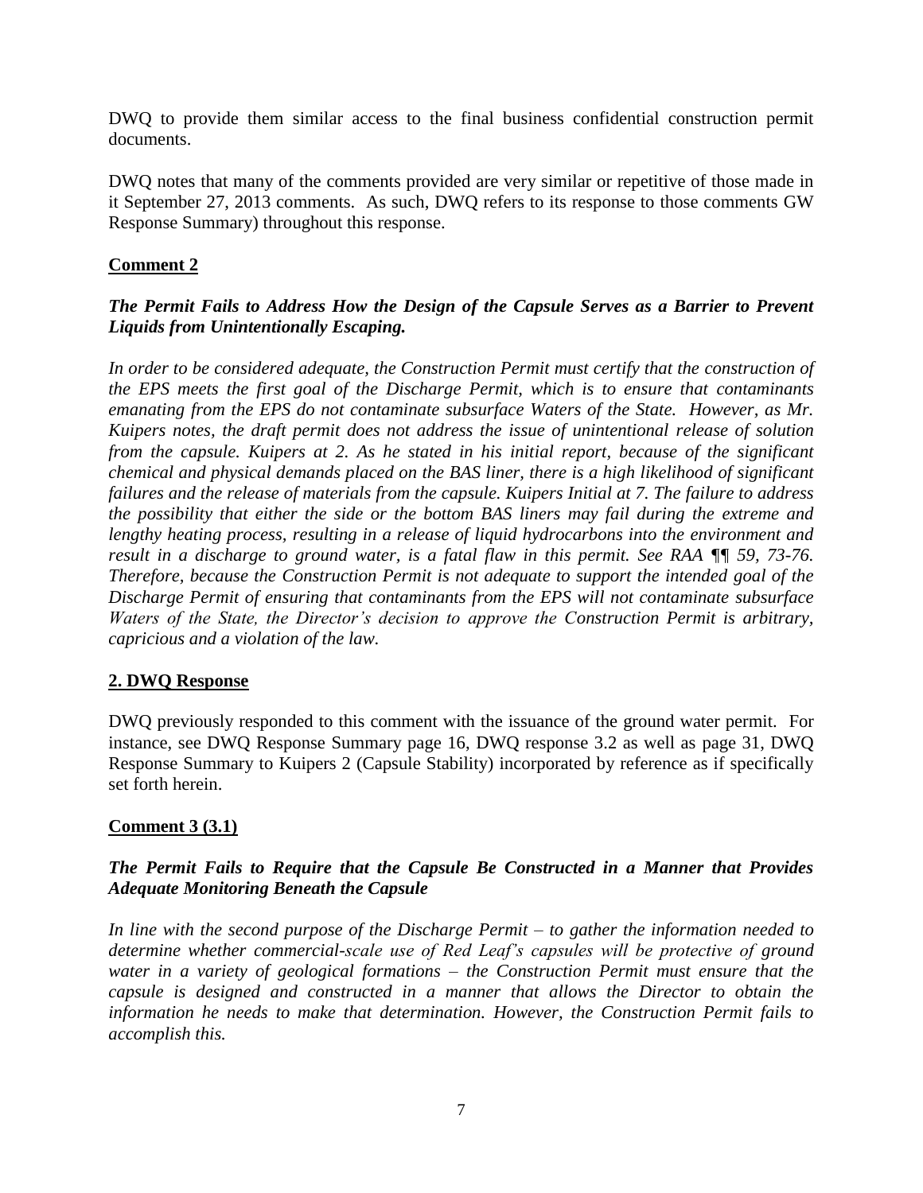DWQ to provide them similar access to the final business confidential construction permit documents.

DWQ notes that many of the comments provided are very similar or repetitive of those made in it September 27, 2013 comments. As such, DWQ refers to its response to those comments GW Response Summary) throughout this response.

**Comment 2**

***The Permit Fails to Address How the Design of the Capsule Serves as a Barrier to Prevent Liquids from Unintentionally Escaping.***

*In order to be considered adequate, the Construction Permit must certify that the construction of the EPS meets the first goal of the Discharge Permit, which is to ensure that contaminants emanating from the EPS do not contaminate subsurface Waters of the State. However, as Mr. Kuipers notes, the draft permit does not address the issue of unintentional release of solution from the capsule. Kuipers at 2. As he stated in his initial report, because of the significant chemical and physical demands placed on the BAS liner, there is a high likelihood of significant failures and the release of materials from the capsule. Kuipers Initial at 7. The failure to address the possibility that either the side or the bottom BAS liners may fail during the extreme and lengthy heating process, resulting in a release of liquid hydrocarbons into the environment and result in a discharge to ground water, is a fatal flaw in this permit. See RAA ¶¶ 59, 73-76. Therefore, because the Construction Permit is not adequate to support the intended goal of the Discharge Permit of ensuring that contaminants from the EPS will not contaminate subsurface Waters of the State, the Director's decision to approve the Construction Permit is arbitrary, capricious and a violation of the law.*

**2. DWQ Response**

DWQ previously responded to this comment with the issuance of the ground water permit. For instance, see DWQ Response Summary page 16, DWQ response 3.2 as well as page 31, DWQ Response Summary to Kuipers 2 (Capsule Stability) incorporated by reference as if specifically set forth herein.

**Comment 3 (3.1)**

***The Permit Fails to Require that the Capsule Be Constructed in a Manner that Provides Adequate Monitoring Beneath the Capsule***

*In line with the second purpose of the Discharge Permit – to gather the information needed to determine whether commercial-scale use of Red Leaf's capsules will be protective of ground water in a variety of geological formations – the Construction Permit must ensure that the capsule is designed and constructed in a manner that allows the Director to obtain the information he needs to make that determination. However, the Construction Permit fails to accomplish this.*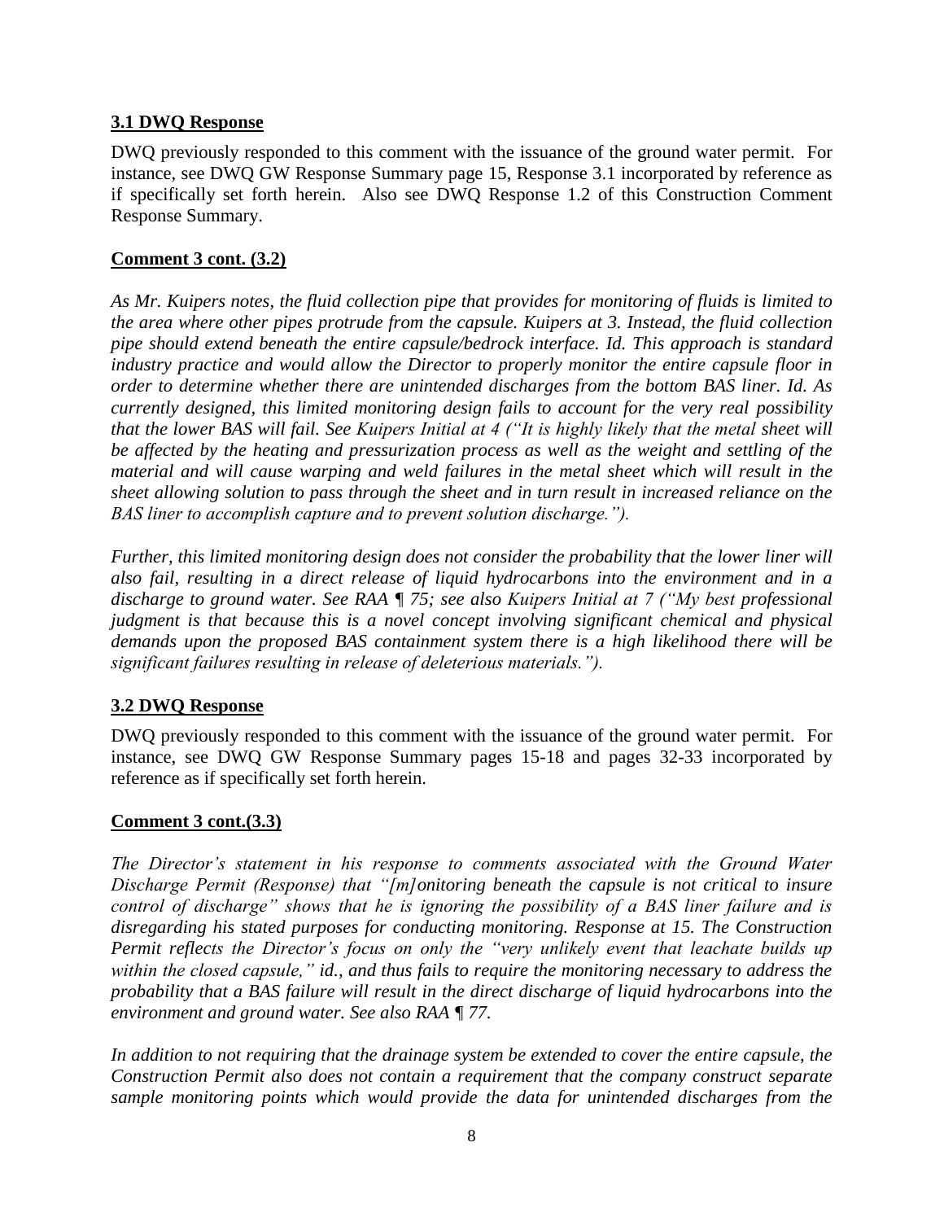**3.1 DWQ Response**

DWQ previously responded to this comment with the issuance of the ground water permit. For instance, see DWQ GW Response Summary page 15, Response 3.1 incorporated by reference as if specifically set forth herein. Also see DWQ Response 1.2 of this Construction Comment Response Summary.

**Comment 3 cont. (3.2)**

*As Mr. Kuipers notes, the fluid collection pipe that provides for monitoring of fluids is limited to the area where other pipes protrude from the capsule. Kuipers at 3. Instead, the fluid collection pipe should extend beneath the entire capsule/bedrock interface. Id. This approach is standard industry practice and would allow the Director to properly monitor the entire capsule floor in order to determine whether there are unintended discharges from the bottom BAS liner. Id. As currently designed, this limited monitoring design fails to account for the very real possibility that the lower BAS will fail. See Kuipers Initial at 4 ("It is highly likely that the metal sheet will be affected by the heating and pressurization process as well as the weight and settling of the material and will cause warping and weld failures in the metal sheet which will result in the sheet allowing solution to pass through the sheet and in turn result in increased reliance on the BAS liner to accomplish capture and to prevent solution discharge.").*

*Further, this limited monitoring design does not consider the probability that the lower liner will also fail, resulting in a direct release of liquid hydrocarbons into the environment and in a discharge to ground water. See RAA ¶ 75; see also Kuipers Initial at 7 ("My best professional judgment is that because this is a novel concept involving significant chemical and physical demands upon the proposed BAS containment system there is a high likelihood there will be significant failures resulting in release of deleterious materials.").*

**3.2 DWQ Response**

DWQ previously responded to this comment with the issuance of the ground water permit. For instance, see DWQ GW Response Summary pages 15-18 and pages 32-33 incorporated by reference as if specifically set forth herein.

**Comment 3 cont.(3.3)**

*The Director's statement in his response to comments associated with the Ground Water Discharge Permit (Response) that "[m]onitoring beneath the capsule is not critical to insure control of discharge" shows that he is ignoring the possibility of a BAS liner failure and is disregarding his stated purposes for conducting monitoring. Response at 15. The Construction Permit reflects the Director's focus on only the "very unlikely event that leachate builds up within the closed capsule," id., and thus fails to require the monitoring necessary to address the probability that a BAS failure will result in the direct discharge of liquid hydrocarbons into the environment and ground water. See also RAA ¶ 77.*

*In addition to not requiring that the drainage system be extended to cover the entire capsule, the Construction Permit also does not contain a requirement that the company construct separate sample monitoring points which would provide the data for unintended discharges from the*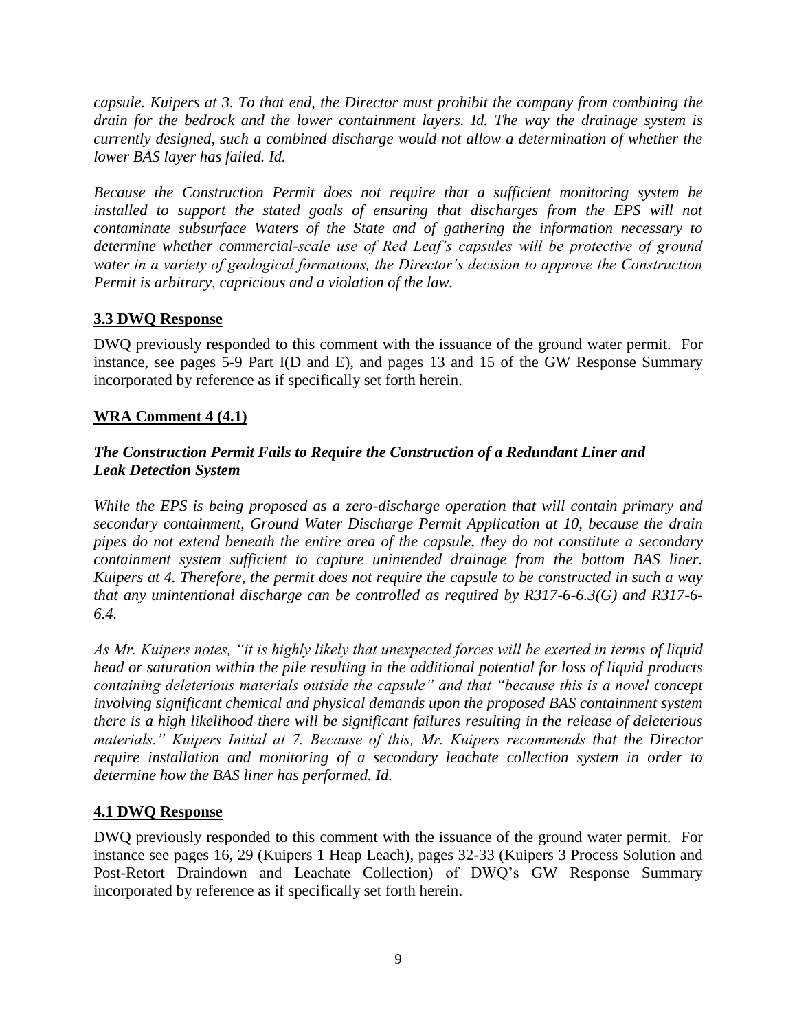*capsule. Kuipers at 3. To that end, the Director must prohibit the company from combining the drain for the bedrock and the lower containment layers. Id. The way the drainage system is currently designed, such a combined discharge would not allow a determination of whether the lower BAS layer has failed. Id.*

*Because the Construction Permit does not require that a sufficient monitoring system be installed to support the stated goals of ensuring that discharges from the EPS will not contaminate subsurface Waters of the State and of gathering the information necessary to determine whether commercial-scale use of Red Leaf's capsules will be protective of ground water in a variety of geological formations, the Director's decision to approve the Construction Permit is arbitrary, capricious and a violation of the law.*

**3.3 DWQ Response**

DWQ previously responded to this comment with the issuance of the ground water permit. For instance, see pages 5-9 Part I(D and E), and pages 13 and 15 of the GW Response Summary incorporated by reference as if specifically set forth herein.

**WRA Comment 4 (4.1)**

***The Construction Permit Fails to Require the Construction of a Redundant Liner and Leak Detection System***

*While the EPS is being proposed as a zero-discharge operation that will contain primary and secondary containment, Ground Water Discharge Permit Application at 10, because the drain pipes do not extend beneath the entire area of the capsule, they do not constitute a secondary containment system sufficient to capture unintended drainage from the bottom BAS liner. Kuipers at 4. Therefore, the permit does not require the capsule to be constructed in such a way that any unintentional discharge can be controlled as required by R317-6-6.3(G) and R317-6-6.4.*

*As Mr. Kuipers notes, "it is highly likely that unexpected forces will be exerted in terms of liquid head or saturation within the pile resulting in the additional potential for loss of liquid products containing deleterious materials outside the capsule" and that "because this is a novel concept involving significant chemical and physical demands upon the proposed BAS containment system there is a high likelihood there will be significant failures resulting in the release of deleterious materials." Kuipers Initial at 7. Because of this, Mr. Kuipers recommends that the Director require installation and monitoring of a secondary leachate collection system in order to determine how the BAS liner has performed. Id.*

**4.1 DWQ Response**

DWQ previously responded to this comment with the issuance of the ground water permit. For instance see pages 16, 29 (Kuipers 1 Heap Leach), pages 32-33 (Kuipers 3 Process Solution and Post-Retort Draindown and Leachate Collection) of DWQ's GW Response Summary incorporated by reference as if specifically set forth herein.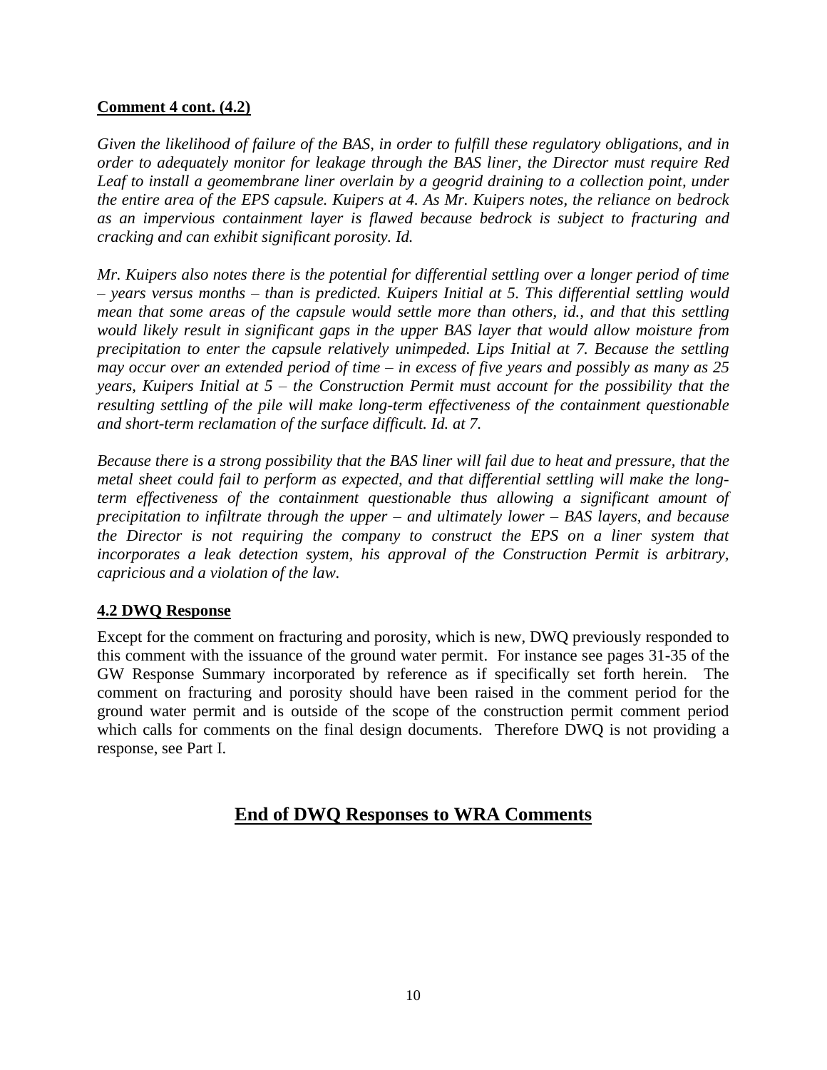**Comment 4 cont. (4.2)**

*Given the likelihood of failure of the BAS, in order to fulfill these regulatory obligations, and in order to adequately monitor for leakage through the BAS liner, the Director must require Red Leaf to install a geomembrane liner overlain by a geogrid draining to a collection point, under the entire area of the EPS capsule. Kuipers at 4. As Mr. Kuipers notes, the reliance on bedrock as an impervious containment layer is flawed because bedrock is subject to fracturing and cracking and can exhibit significant porosity. Id.*

*Mr. Kuipers also notes there is the potential for differential settling over a longer period of time – years versus months – than is predicted. Kuipers Initial at 5. This differential settling would mean that some areas of the capsule would settle more than others, id., and that this settling would likely result in significant gaps in the upper BAS layer that would allow moisture from precipitation to enter the capsule relatively unimpeded. Lips Initial at 7. Because the settling may occur over an extended period of time – in excess of five years and possibly as many as 25 years, Kuipers Initial at 5 – the Construction Permit must account for the possibility that the resulting settling of the pile will make long-term effectiveness of the containment questionable and short-term reclamation of the surface difficult. Id. at 7.*

*Because there is a strong possibility that the BAS liner will fail due to heat and pressure, that the metal sheet could fail to perform as expected, and that differential settling will make the long-term effectiveness of the containment questionable thus allowing a significant amount of precipitation to infiltrate through the upper – and ultimately lower – BAS layers, and because the Director is not requiring the company to construct the EPS on a liner system that incorporates a leak detection system, his approval of the Construction Permit is arbitrary, capricious and a violation of the law.*

**4.2 DWQ Response**

Except for the comment on fracturing and porosity, which is new, DWQ previously responded to this comment with the issuance of the ground water permit. For instance see pages 31-35 of the GW Response Summary incorporated by reference as if specifically set forth herein. The comment on fracturing and porosity should have been raised in the comment period for the ground water permit and is outside of the scope of the construction permit comment period which calls for comments on the final design documents. Therefore DWQ is not providing a response, see Part I.

## End of DWQ Responses to WRA Comments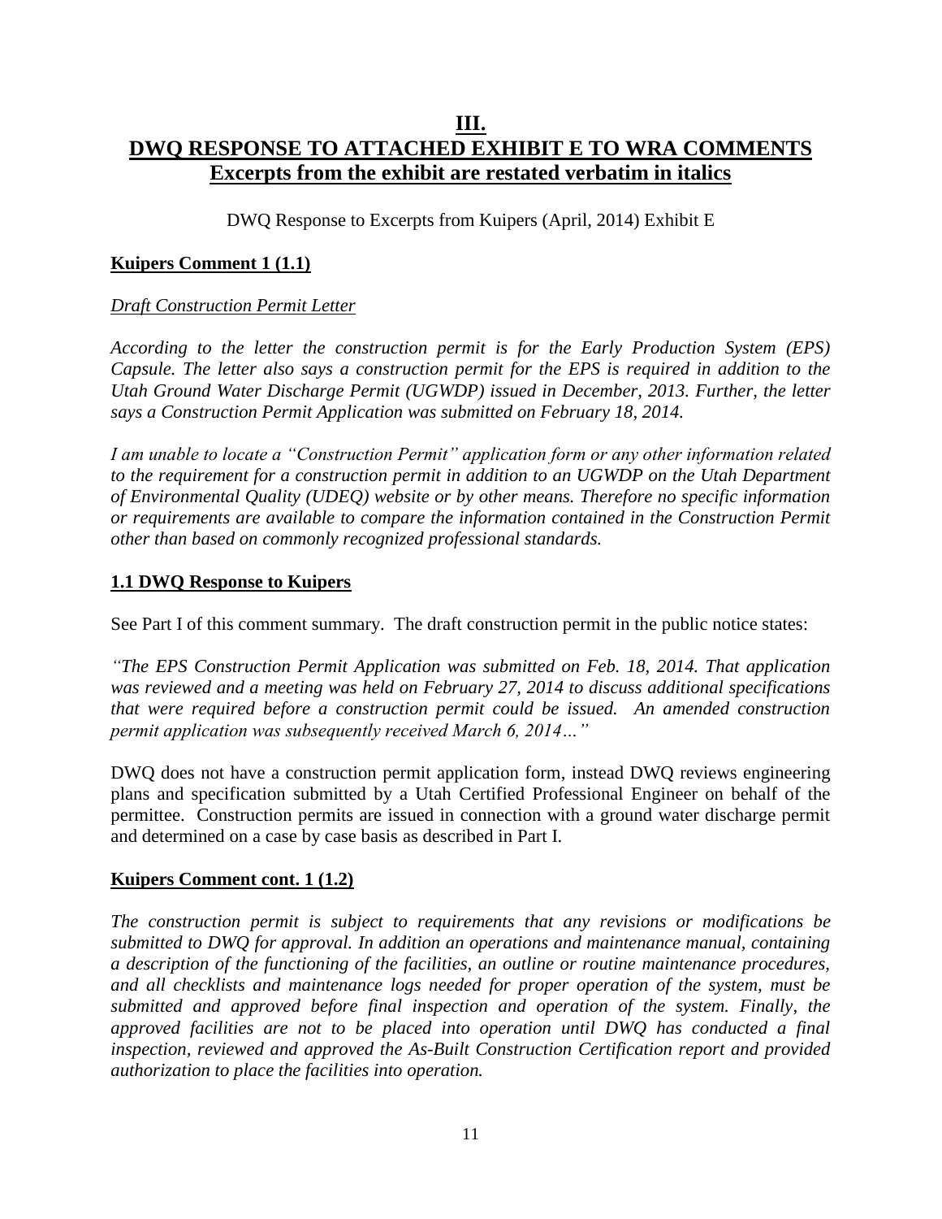# III.

# DWQ RESPONSE TO ATTACHED EXHIBIT E TO WRA COMMENTS

## Excerpts from the exhibit are restated verbatim in italics

DWQ Response to Excerpts from Kuipers (April, 2014) Exhibit E

### Kuipers Comment 1 (1.1)

*Draft Construction Permit Letter*

*According to the letter the construction permit is for the Early Production System (EPS) Capsule. The letter also says a construction permit for the EPS is required in addition to the Utah Ground Water Discharge Permit (UGWDP) issued in December, 2013. Further, the letter says a Construction Permit Application was submitted on February 18, 2014.*

*I am unable to locate a "Construction Permit" application form or any other information related to the requirement for a construction permit in addition to an UGWDP on the Utah Department of Environmental Quality (UDEQ) website or by other means. Therefore no specific information or requirements are available to compare the information contained in the Construction Permit other than based on commonly recognized professional standards.*

### 1.1 DWQ Response to Kuipers

See Part I of this comment summary. The draft construction permit in the public notice states:

*"The EPS Construction Permit Application was submitted on Feb. 18, 2014. That application was reviewed and a meeting was held on February 27, 2014 to discuss additional specifications that were required before a construction permit could be issued. An amended construction permit application was subsequently received March 6, 2014…"*

DWQ does not have a construction permit application form, instead DWQ reviews engineering plans and specification submitted by a Utah Certified Professional Engineer on behalf of the permittee. Construction permits are issued in connection with a ground water discharge permit and determined on a case by case basis as described in Part I.

### Kuipers Comment cont. 1 (1.2)

*The construction permit is subject to requirements that any revisions or modifications be submitted to DWQ for approval. In addition an operations and maintenance manual, containing a description of the functioning of the facilities, an outline or routine maintenance procedures, and all checklists and maintenance logs needed for proper operation of the system, must be submitted and approved before final inspection and operation of the system. Finally, the approved facilities are not to be placed into operation until DWQ has conducted a final inspection, reviewed and approved the As-Built Construction Certification report and provided authorization to place the facilities into operation.*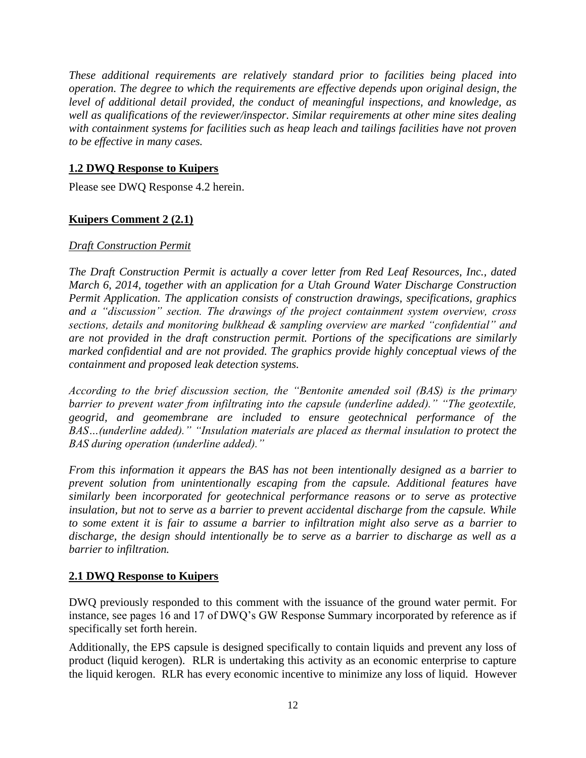*These additional requirements are relatively standard prior to facilities being placed into operation. The degree to which the requirements are effective depends upon original design, the level of additional detail provided, the conduct of meaningful inspections, and knowledge, as well as qualifications of the reviewer/inspector. Similar requirements at other mine sites dealing with containment systems for facilities such as heap leach and tailings facilities have not proven to be effective in many cases.*

**1.2 DWQ Response to Kuipers**

Please see DWQ Response 4.2 herein.

**Kuipers Comment 2 (2.1)**

*Draft Construction Permit*

*The Draft Construction Permit is actually a cover letter from Red Leaf Resources, Inc., dated March 6, 2014, together with an application for a Utah Ground Water Discharge Construction Permit Application. The application consists of construction drawings, specifications, graphics and a "discussion" section. The drawings of the project containment system overview, cross sections, details and monitoring bulkhead & sampling overview are marked "confidential" and are not provided in the draft construction permit. Portions of the specifications are similarly marked confidential and are not provided. The graphics provide highly conceptual views of the containment and proposed leak detection systems.*

*According to the brief discussion section, the "Bentonite amended soil (BAS) is the primary barrier to prevent water from infiltrating into the capsule (underline added)." "The geotextile, geogrid, and geomembrane are included to ensure geotechnical performance of the BAS…(underline added)." "Insulation materials are placed as thermal insulation to protect the BAS during operation (underline added)."*

*From this information it appears the BAS has not been intentionally designed as a barrier to prevent solution from unintentionally escaping from the capsule. Additional features have similarly been incorporated for geotechnical performance reasons or to serve as protective insulation, but not to serve as a barrier to prevent accidental discharge from the capsule. While to some extent it is fair to assume a barrier to infiltration might also serve as a barrier to discharge, the design should intentionally be to serve as a barrier to discharge as well as a barrier to infiltration.*

**2.1 DWQ Response to Kuipers**

DWQ previously responded to this comment with the issuance of the ground water permit. For instance, see pages 16 and 17 of DWQ's GW Response Summary incorporated by reference as if specifically set forth herein.

Additionally, the EPS capsule is designed specifically to contain liquids and prevent any loss of product (liquid kerogen). RLR is undertaking this activity as an economic enterprise to capture the liquid kerogen. RLR has every economic incentive to minimize any loss of liquid. However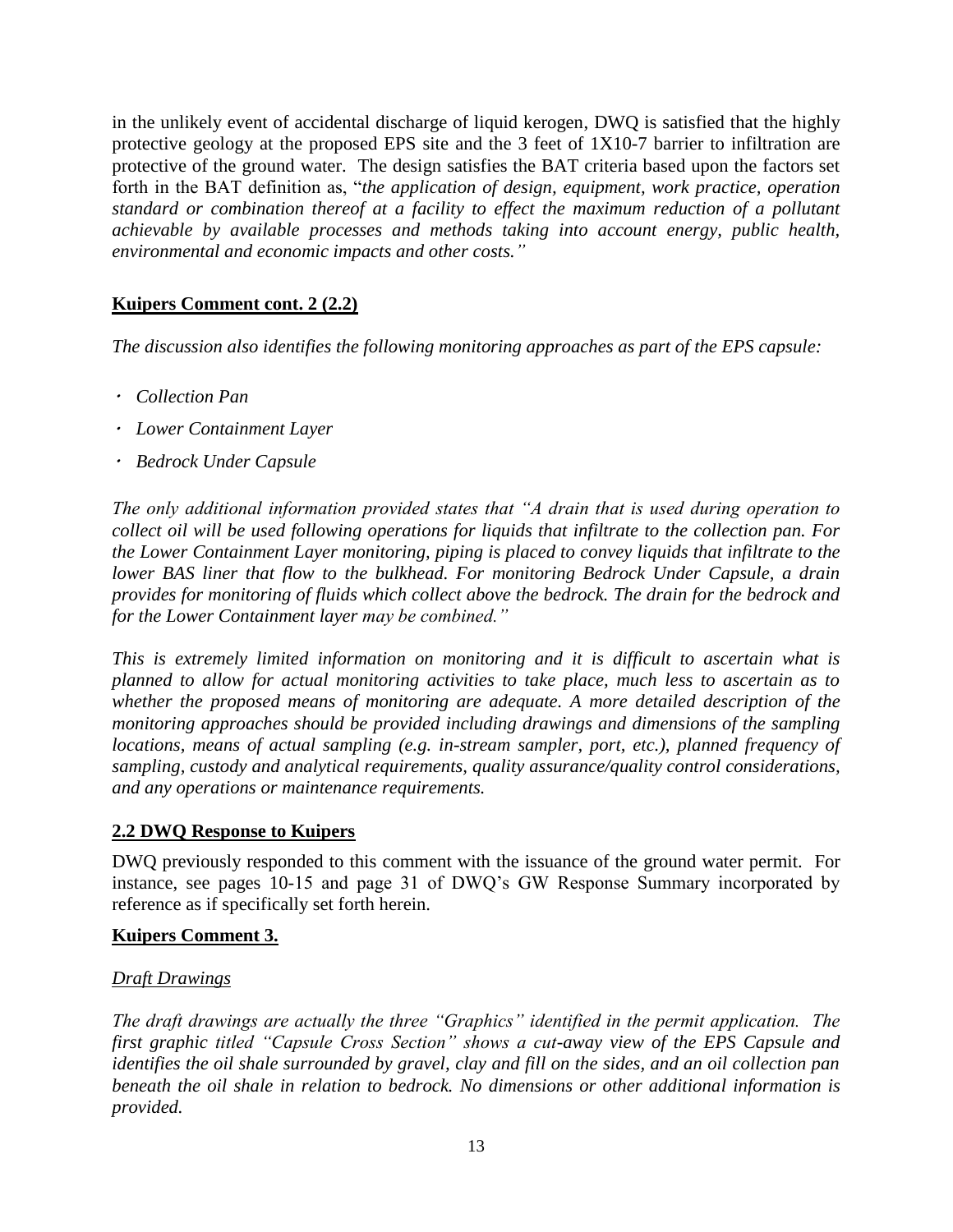in the unlikely event of accidental discharge of liquid kerogen, DWQ is satisfied that the highly protective geology at the proposed EPS site and the 3 feet of 1X10-7 barrier to infiltration are protective of the ground water. The design satisfies the BAT criteria based upon the factors set forth in the BAT definition as, "*the application of design, equipment, work practice, operation standard or combination thereof at a facility to effect the maximum reduction of a pollutant achievable by available processes and methods taking into account energy, public health, environmental and economic impacts and other costs.*"

**Kuipers Comment cont. 2 (2.2)**

*The discussion also identifies the following monitoring approaches as part of the EPS capsule:*

- *Collection Pan*
- *Lower Containment Layer*
- *Bedrock Under Capsule*

*The only additional information provided states that "A drain that is used during operation to collect oil will be used following operations for liquids that infiltrate to the collection pan. For the Lower Containment Layer monitoring, piping is placed to convey liquids that infiltrate to the lower BAS liner that flow to the bulkhead. For monitoring Bedrock Under Capsule, a drain provides for monitoring of fluids which collect above the bedrock. The drain for the bedrock and for the Lower Containment layer may be combined."*

*This is extremely limited information on monitoring and it is difficult to ascertain what is planned to allow for actual monitoring activities to take place, much less to ascertain as to whether the proposed means of monitoring are adequate. A more detailed description of the monitoring approaches should be provided including drawings and dimensions of the sampling locations, means of actual sampling (e.g. in-stream sampler, port, etc.), planned frequency of sampling, custody and analytical requirements, quality assurance/quality control considerations, and any operations or maintenance requirements.*

**2.2 DWQ Response to Kuipers**

DWQ previously responded to this comment with the issuance of the ground water permit. For instance, see pages 10-15 and page 31 of DWQ's GW Response Summary incorporated by reference as if specifically set forth herein.

**Kuipers Comment 3.**

*Draft Drawings*

*The draft drawings are actually the three "Graphics" identified in the permit application. The first graphic titled "Capsule Cross Section" shows a cut-away view of the EPS Capsule and identifies the oil shale surrounded by gravel, clay and fill on the sides, and an oil collection pan beneath the oil shale in relation to bedrock. No dimensions or other additional information is provided.*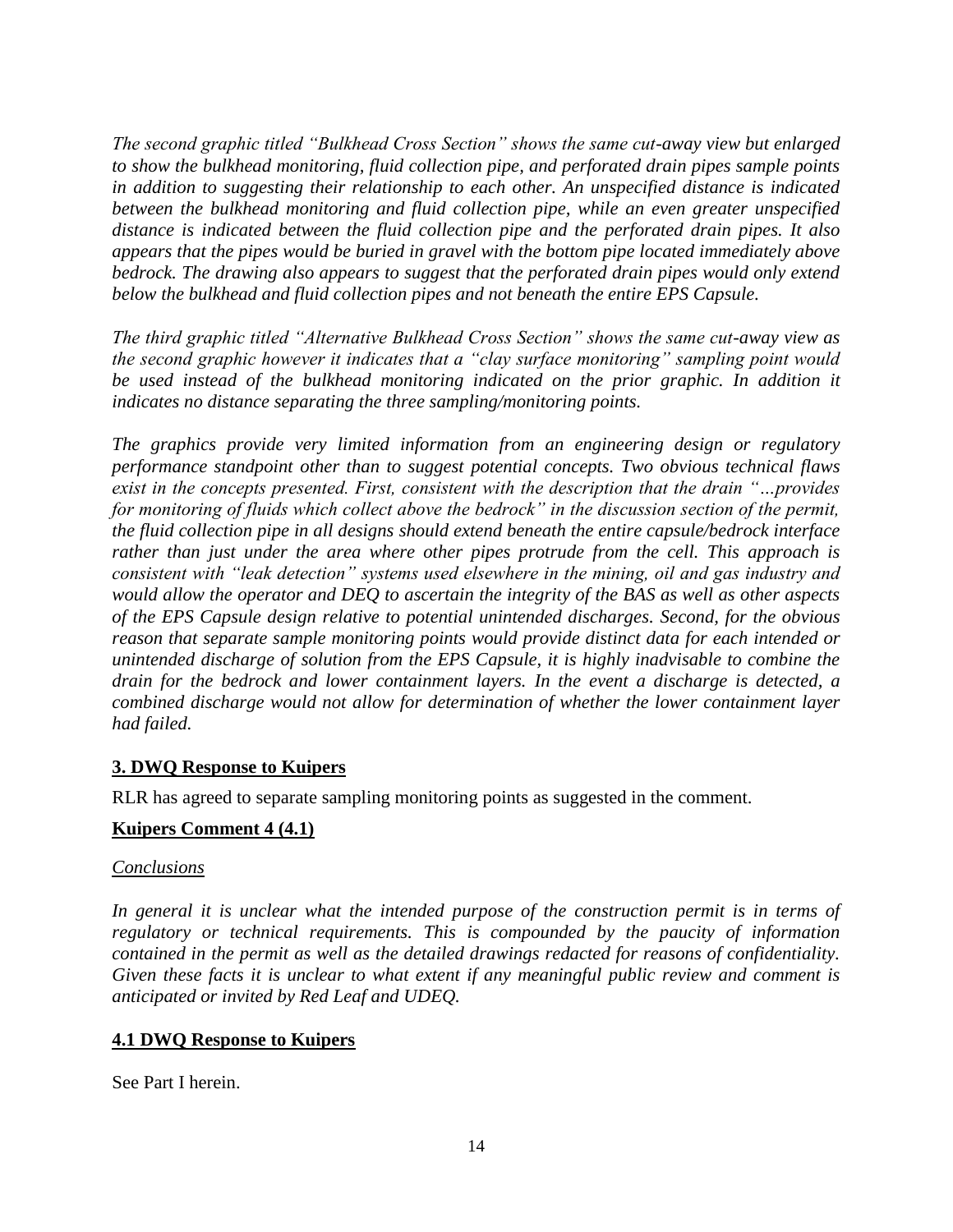*The second graphic titled "Bulkhead Cross Section" shows the same cut-away view but enlarged to show the bulkhead monitoring, fluid collection pipe, and perforated drain pipes sample points in addition to suggesting their relationship to each other. An unspecified distance is indicated between the bulkhead monitoring and fluid collection pipe, while an even greater unspecified distance is indicated between the fluid collection pipe and the perforated drain pipes. It also appears that the pipes would be buried in gravel with the bottom pipe located immediately above bedrock. The drawing also appears to suggest that the perforated drain pipes would only extend below the bulkhead and fluid collection pipes and not beneath the entire EPS Capsule.*

*The third graphic titled "Alternative Bulkhead Cross Section" shows the same cut-away view as the second graphic however it indicates that a "clay surface monitoring" sampling point would be used instead of the bulkhead monitoring indicated on the prior graphic. In addition it indicates no distance separating the three sampling/monitoring points.*

*The graphics provide very limited information from an engineering design or regulatory performance standpoint other than to suggest potential concepts. Two obvious technical flaws exist in the concepts presented. First, consistent with the description that the drain "…provides for monitoring of fluids which collect above the bedrock" in the discussion section of the permit, the fluid collection pipe in all designs should extend beneath the entire capsule/bedrock interface rather than just under the area where other pipes protrude from the cell. This approach is consistent with "leak detection" systems used elsewhere in the mining, oil and gas industry and would allow the operator and DEQ to ascertain the integrity of the BAS as well as other aspects of the EPS Capsule design relative to potential unintended discharges. Second, for the obvious reason that separate sample monitoring points would provide distinct data for each intended or unintended discharge of solution from the EPS Capsule, it is highly inadvisable to combine the drain for the bedrock and lower containment layers. In the event a discharge is detected, a combined discharge would not allow for determination of whether the lower containment layer had failed.*

### **3. DWQ Response to Kuipers**

RLR has agreed to separate sampling monitoring points as suggested in the comment.

### **Kuipers Comment 4 (4.1)**

*Conclusions*

*In general it is unclear what the intended purpose of the construction permit is in terms of regulatory or technical requirements. This is compounded by the paucity of information contained in the permit as well as the detailed drawings redacted for reasons of confidentiality. Given these facts it is unclear to what extent if any meaningful public review and comment is anticipated or invited by Red Leaf and UDEQ.*

### **4.1 DWQ Response to Kuipers**

See Part I herein.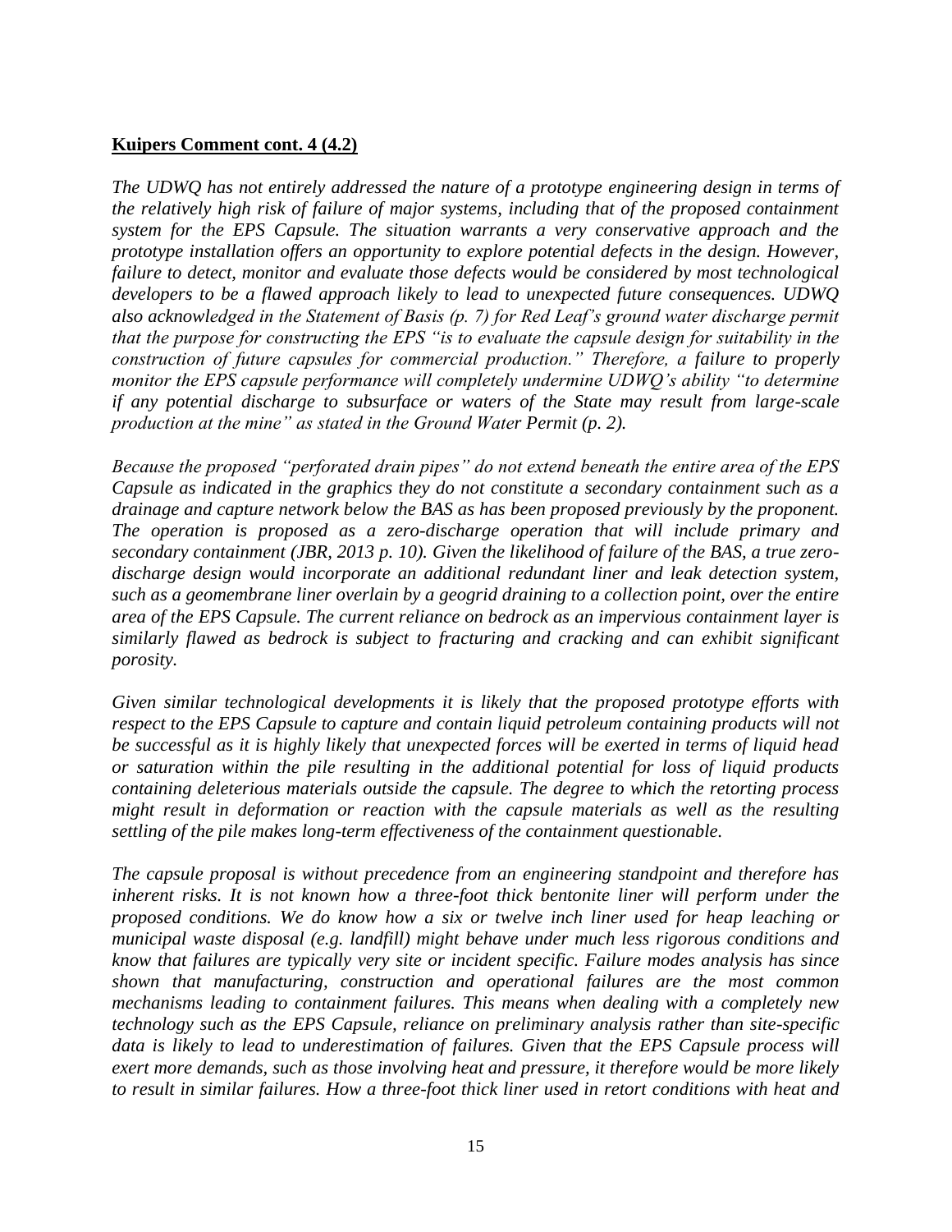**Kuipers Comment cont. 4 (4.2)**

*The UDWQ has not entirely addressed the nature of a prototype engineering design in terms of the relatively high risk of failure of major systems, including that of the proposed containment system for the EPS Capsule. The situation warrants a very conservative approach and the prototype installation offers an opportunity to explore potential defects in the design. However, failure to detect, monitor and evaluate those defects would be considered by most technological developers to be a flawed approach likely to lead to unexpected future consequences. UDWQ also acknowledged in the Statement of Basis (p. 7) for Red Leaf's ground water discharge permit that the purpose for constructing the EPS "is to evaluate the capsule design for suitability in the construction of future capsules for commercial production." Therefore, a failure to properly monitor the EPS capsule performance will completely undermine UDWQ's ability "to determine if any potential discharge to subsurface or waters of the State may result from large-scale production at the mine" as stated in the Ground Water Permit (p. 2).*

*Because the proposed "perforated drain pipes" do not extend beneath the entire area of the EPS Capsule as indicated in the graphics they do not constitute a secondary containment such as a drainage and capture network below the BAS as has been proposed previously by the proponent. The operation is proposed as a zero-discharge operation that will include primary and secondary containment (JBR, 2013 p. 10). Given the likelihood of failure of the BAS, a true zero-discharge design would incorporate an additional redundant liner and leak detection system, such as a geomembrane liner overlain by a geogrid draining to a collection point, over the entire area of the EPS Capsule. The current reliance on bedrock as an impervious containment layer is similarly flawed as bedrock is subject to fracturing and cracking and can exhibit significant porosity.*

*Given similar technological developments it is likely that the proposed prototype efforts with respect to the EPS Capsule to capture and contain liquid petroleum containing products will not be successful as it is highly likely that unexpected forces will be exerted in terms of liquid head or saturation within the pile resulting in the additional potential for loss of liquid products containing deleterious materials outside the capsule. The degree to which the retorting process might result in deformation or reaction with the capsule materials as well as the resulting settling of the pile makes long-term effectiveness of the containment questionable.*

*The capsule proposal is without precedence from an engineering standpoint and therefore has inherent risks. It is not known how a three-foot thick bentonite liner will perform under the proposed conditions. We do know how a six or twelve inch liner used for heap leaching or municipal waste disposal (e.g. landfill) might behave under much less rigorous conditions and know that failures are typically very site or incident specific. Failure modes analysis has since shown that manufacturing, construction and operational failures are the most common mechanisms leading to containment failures. This means when dealing with a completely new technology such as the EPS Capsule, reliance on preliminary analysis rather than site-specific data is likely to lead to underestimation of failures. Given that the EPS Capsule process will exert more demands, such as those involving heat and pressure, it therefore would be more likely to result in similar failures. How a three-foot thick liner used in retort conditions with heat and*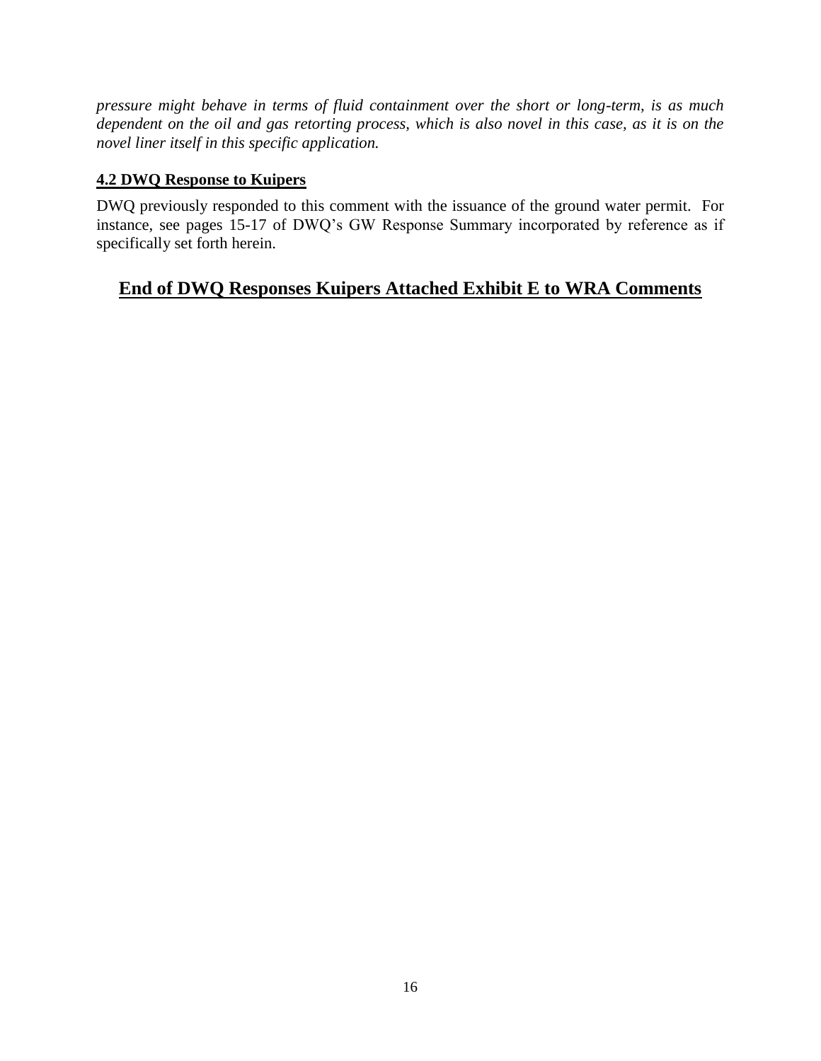*pressure might behave in terms of fluid containment over the short or long-term, is as much dependent on the oil and gas retorting process, which is also novel in this case, as it is on the novel liner itself in this specific application.*

### 4.2 DWQ Response to Kuipers

DWQ previously responded to this comment with the issuance of the ground water permit. For instance, see pages 15-17 of DWQ's GW Response Summary incorporated by reference as if specifically set forth herein.

## End of DWQ Responses Kuipers Attached Exhibit E to WRA Comments